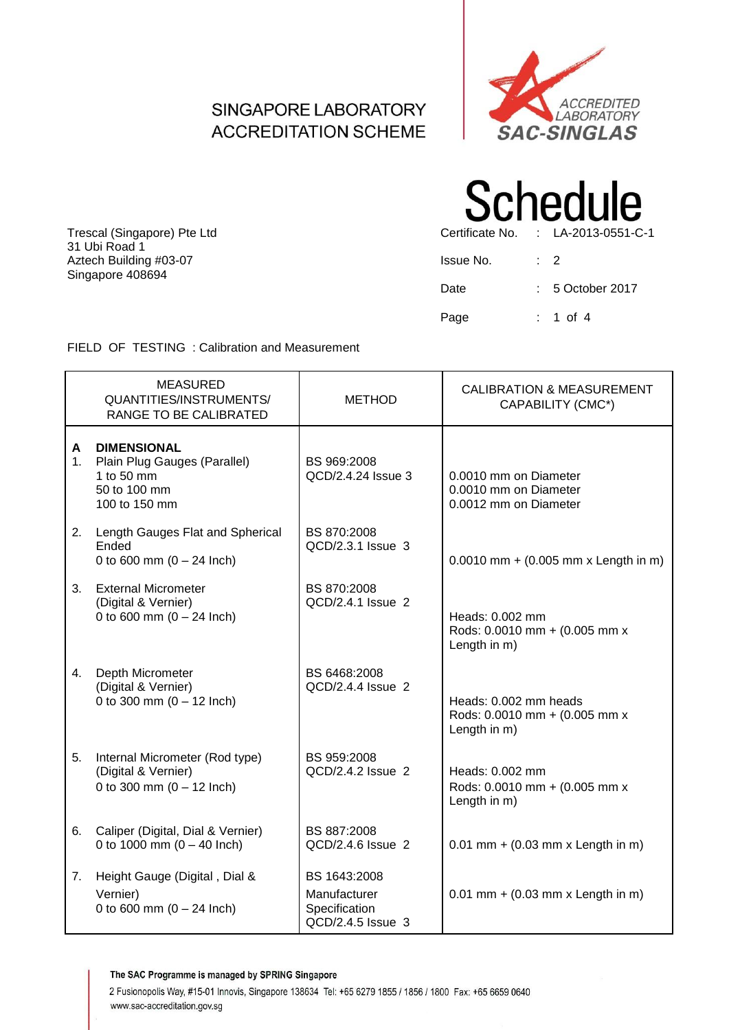SINGAPORE LABORATORY
ACCREDITATION SCHEME

ACCREDITED LABORATORY
SAC-SINGLAS

# Schedule

Trescal (Singapore) Pte Ltd
31 Ubi Road 1
Aztech Building #03-07
Singapore 408694

| | | |
|---|---|---|
| Certificate No. | : | LA-2013-0551-C-1 |
| Issue No. | : | 2 |
| Date | : | 5 October 2017 |

FIELD OF TESTING : Calibration and Measurement

| MEASURED QUANTITIES/INSTRUMENTS/ RANGE TO BE CALIBRATED | METHOD | CALIBRATION & MEASUREMENT CAPABILITY (CMC*) |
|---|---|---|
| **A DIMENSIONAL** | | |
| 1. Plain Plug Gauges (Parallel)<br>1 to 50 mm<br>50 to 100 mm<br>100 to 150 mm | BS 969:2008<br>QCD/2.4.24 Issue 3 | <br>0.0010 mm on Diameter<br>0.0010 mm on Diameter<br>0.0012 mm on Diameter |
| 2. Length Gauges Flat and Spherical Ended<br>0 to 600 mm (0 – 24 Inch) | BS 870:2008<br>QCD/2.3.1 Issue 3 | 0.0010 mm + (0.005 mm x Length in m) |
| 3. External Micrometer (Digital & Vernier)<br>0 to 600 mm (0 – 24 Inch) | BS 870:2008<br>QCD/2.4.1 Issue 2 | Heads: 0.002 mm<br>Rods: 0.0010 mm + (0.005 mm x Length in m) |
| 4. Depth Micrometer (Digital & Vernier)<br>0 to 300 mm (0 – 12 Inch) | BS 6468:2008<br>QCD/2.4.4 Issue 2 | Heads: 0.002 mm heads<br>Rods: 0.0010 mm + (0.005 mm x Length in m) |
| 5. Internal Micrometer (Rod type) (Digital & Vernier)<br>0 to 300 mm (0 – 12 Inch) | BS 959:2008<br>QCD/2.4.2 Issue 2 | Heads: 0.002 mm<br>Rods: 0.0010 mm + (0.005 mm x Length in m) |
| 6. Caliper (Digital, Dial & Vernier)<br>0 to 1000 mm (0 – 40 Inch) | BS 887:2008<br>QCD/2.4.6 Issue 2 | 0.01 mm + (0.03 mm x Length in m) |
| 7. Height Gauge (Digital , Dial & Vernier)<br>0 to 600 mm (0 – 24 Inch) | BS 1643:2008<br>Manufacturer Specification<br>QCD/2.4.5 Issue 3 | 0.01 mm + (0.03 mm x Length in m) |

The SAC Programme is managed by SPRING Singapore
2 Fusionopolis Way, #15-01 Innovis, Singapore 138634 Tel: +65 6279 1855 / 1856 / 1800 Fax: +65 6659 0640
www.sac-accreditation.gov.sg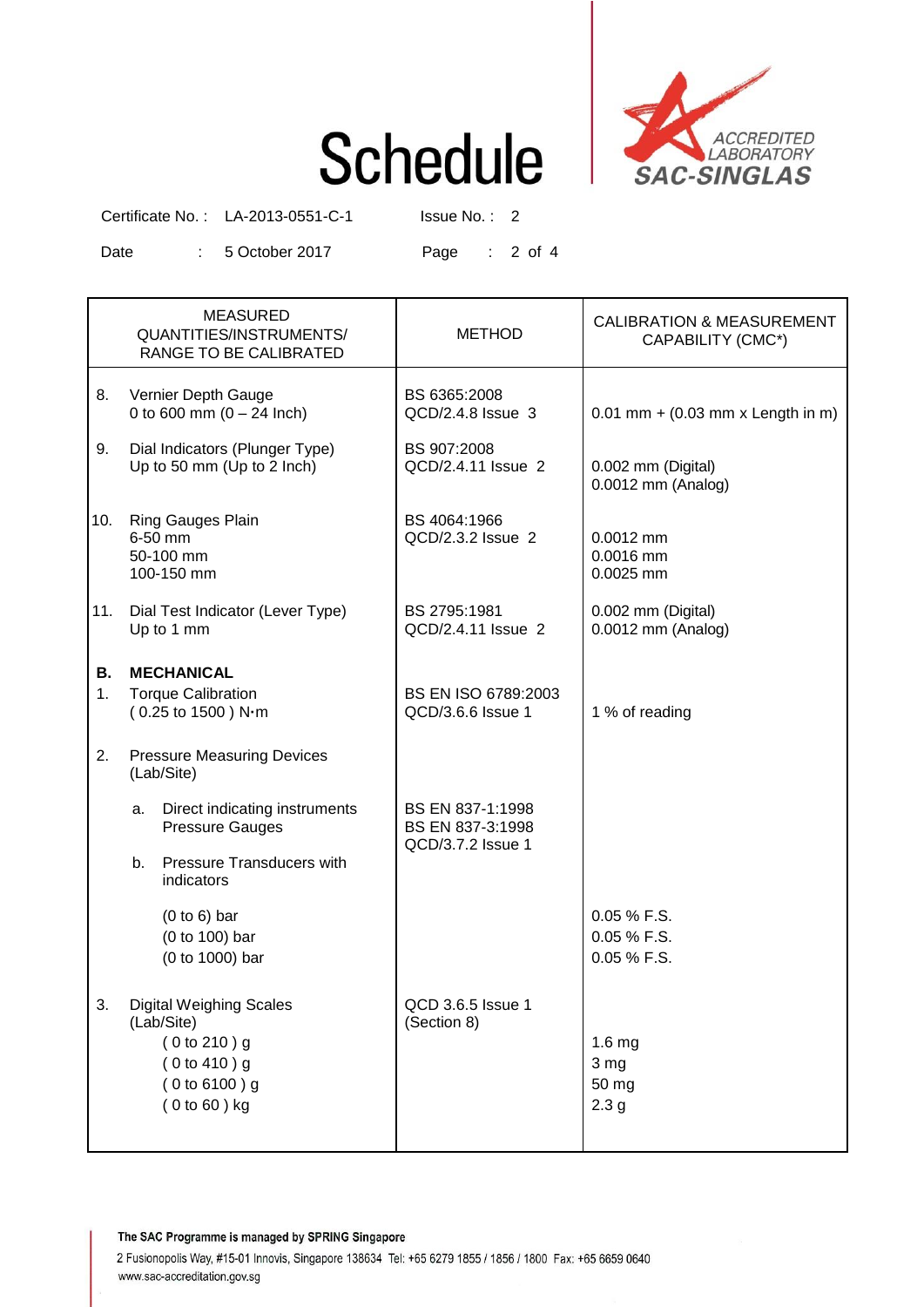# Schedule

Certificate No. : LA-2013-0551-C-1 Issue No. : 2

Date : 5 October 2017

| MEASURED QUANTITIES/INSTRUMENTS/ RANGE TO BE CALIBRATED | METHOD | CALIBRATION & MEASUREMENT CAPABILITY (CMC*) |
|---|---|---|
| 8. Vernier Depth Gauge<br>0 to 600 mm (0 – 24 Inch) | BS 6365:2008<br>QCD/2.4.8 Issue 3 | 0.01 mm + (0.03 mm x Length in m) |
| 9. Dial Indicators (Plunger Type)<br>Up to 50 mm (Up to 2 Inch) | BS 907:2008<br>QCD/2.4.11 Issue 2 | 0.002 mm (Digital)<br>0.0012 mm (Analog) |
| 10. Ring Gauges Plain<br>6-50 mm<br>50-100 mm<br>100-150 mm | BS 4064:1966<br>QCD/2.3.2 Issue 2 | <br>0.0012 mm<br>0.0016 mm<br>0.0025 mm |
| 11. Dial Test Indicator (Lever Type)<br>Up to 1 mm | BS 2795:1981<br>QCD/2.4.11 Issue 2 | 0.002 mm (Digital)<br>0.0012 mm (Analog) |
| **B. MECHANICAL** | | |
| 1. Torque Calibration<br>( 0.25 to 1500 ) N·m | BS EN ISO 6789:2003<br>QCD/3.6.6 Issue 1 | 1 % of reading |
| 2. Pressure Measuring Devices<br>(Lab/Site) | | |
| a. Direct indicating instruments Pressure Gauges | BS EN 837-1:1998<br>BS EN 837-3:1998<br>QCD/3.7.2 Issue 1 | |
| b. Pressure Transducers with indicators | | |
| (0 to 6) bar<br>(0 to 100) bar<br>(0 to 1000) bar | | 0.05 % F.S.<br>0.05 % F.S.<br>0.05 % F.S. |
| 3. Digital Weighing Scales<br>(Lab/Site)<br>( 0 to 210 ) g<br>( 0 to 410 ) g<br>( 0 to 6100 ) g<br>( 0 to 60 ) kg | QCD 3.6.5 Issue 1<br>(Section 8) | <br><br>1.6 mg<br>3 mg<br>50 mg<br>2.3 g |

The SAC Programme is managed by SPRING Singapore

2 Fusionopolis Way, #15-01 Innovis, Singapore 138634 Tel: +65 6279 1855 / 1856 / 1800 Fax: +65 6659 0640

www.sac-accreditation.gov.sg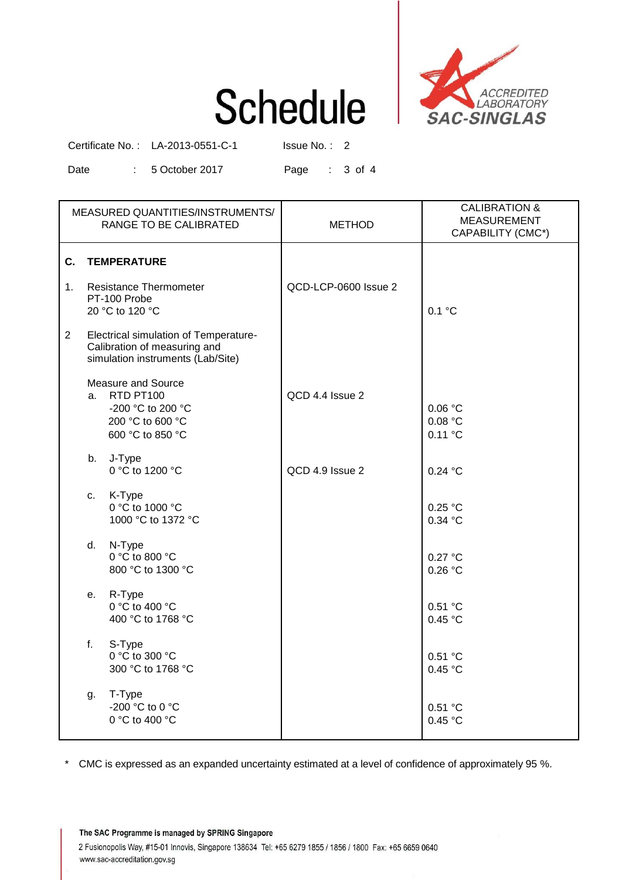# Schedule

Certificate No. : LA-2013-0551-C-1 Issue No. : 2

Date : 5 October 2017

| MEASURED QUANTITIES/INSTRUMENTS/ RANGE TO BE CALIBRATED | METHOD | CALIBRATION & MEASUREMENT CAPABILITY (CMC*) |
|---|---|---|
| **C. TEMPERATURE** | | |
| 1. Resistance Thermometer<br>PT-100 Probe<br>20 °C to 120 °C | QCD-LCP-0600 Issue 2 | 0.1 °C |
| 2 Electrical simulation of Temperature-Calibration of measuring and simulation instruments (Lab/Site) | | |
| Measure and Source<br>a. RTD PT100<br>-200 °C to 200 °C<br>200 °C to 600 °C<br>600 °C to 850 °C | QCD 4.4 Issue 2 | <br><br>0.06 °C<br>0.08 °C<br>0.11 °C |
| b. J-Type<br>0 °C to 1200 °C | QCD 4.9 Issue 2 | 0.24 °C |
| c. K-Type<br>0 °C to 1000 °C<br>1000 °C to 1372 °C | | <br>0.25 °C<br>0.34 °C |
| d. N-Type<br>0 °C to 800 °C<br>800 °C to 1300 °C | | <br>0.27 °C<br>0.26 °C |
| e. R-Type<br>0 °C to 400 °C<br>400 °C to 1768 °C | | <br>0.51 °C<br>0.45 °C |
| f. S-Type<br>0 °C to 300 °C<br>300 °C to 1768 °C | | <br>0.51 °C<br>0.45 °C |
| g. T-Type<br>-200 °C to 0 °C<br>0 °C to 400 °C | | <br>0.51 °C<br>0.45 °C |

\* CMC is expressed as an expanded uncertainty estimated at a level of confidence of approximately 95 %.

The SAC Programme is managed by SPRING Singapore

2 Fusionopolis Way, #15-01 Innovis, Singapore 138634 Tel: +65 6279 1855 / 1856 / 1800 Fax: +65 6659 0640
www.sac-accreditation.gov.sg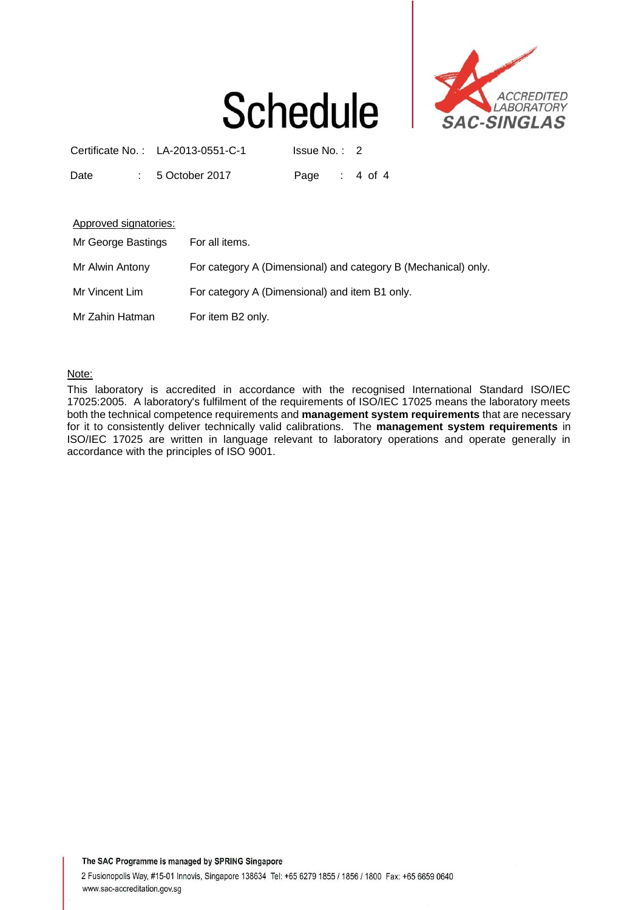# Schedule

ACCREDITED LABORATORY SAC-SINGLAS

| | | | |
|---|---|---|---|
| Certificate No. : | LA-2013-0551-C-1 | Issue No. : | 2 |
| Date : | 5 October 2017 | Page : | 4 of 4 |

Approved signatories:

| | |
|---|---|
| Mr George Bastings | For all items. |
| Mr Alwin Antony | For category A (Dimensional) and category B (Mechanical) only. |
| Mr Vincent Lim | For category A (Dimensional) and item B1 only. |
| Mr Zahin Hatman | For item B2 only. |

Note:

This laboratory is accredited in accordance with the recognised International Standard ISO/IEC 17025:2005. A laboratory's fulfilment of the requirements of ISO/IEC 17025 means the laboratory meets both the technical competence requirements and **management system requirements** that are necessary for it to consistently deliver technically valid calibrations. The **management system requirements** in ISO/IEC 17025 are written in language relevant to laboratory operations and operate generally in accordance with the principles of ISO 9001.

**The SAC Programme is managed by SPRING Singapore**

2 Fusionopolis Way, #15-01 Innovis, Singapore 138634 Tel: +65 6279 1855 / 1856 / 1800 Fax: +65 6659 0640

www.sac-accreditation.gov.sg